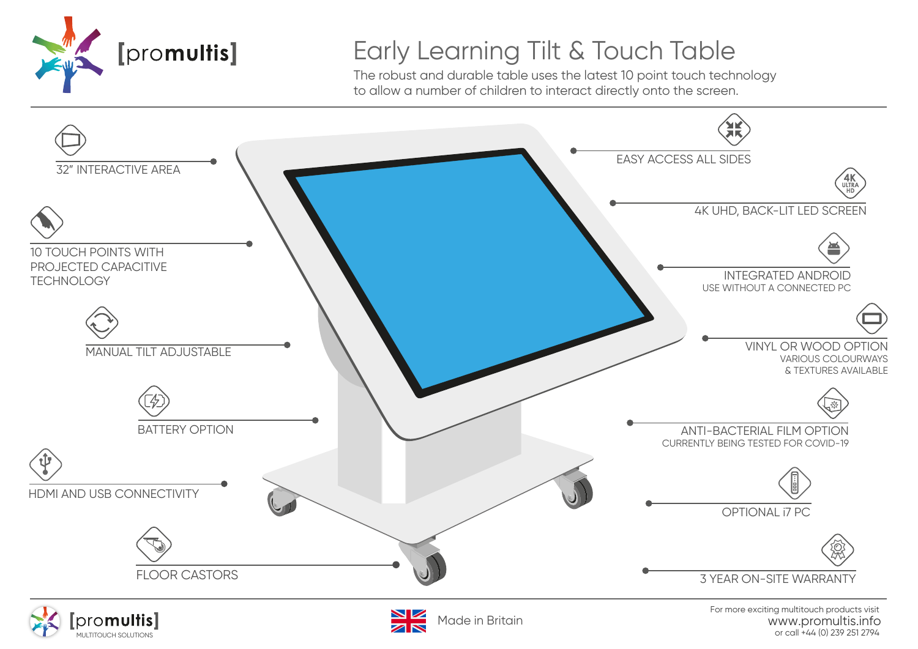[promultis]

# Early Learning Tilt & Touch Table

The robust and durable table uses the latest 10 point touch technology to allow a number of children to interact directly onto the screen.

- 32" INTERACTIVE AREA
- 10 TOUCH POINTS WITH PROJECTED CAPACITIVE TECHNOLOGY
- MANUAL TILT ADJUSTABLE
- BATTERY OPTION
- HDMI AND USB CONNECTIVITY
- FLOOR CASTORS
- EASY ACCESS ALL SIDES
- 4K UHD, BACK-LIT LED SCREEN
- INTEGRATED ANDROID
  USE WITHOUT A CONNECTED PC
- VINYL OR WOOD OPTION
  VARIOUS COLOURWAYS & TEXTURES AVAILABLE
- ANTI-BACTERIAL FILM OPTION
  CURRENTLY BEING TESTED FOR COVID-19
- OPTIONAL i7 PC
- 3 YEAR ON-SITE WARRANTY

[promultis]
MULTITOUCH SOLUTIONS

Made in Britain

For more exciting multitouch products visit
www.promultis.info
or call +44 (0) 239 251 2794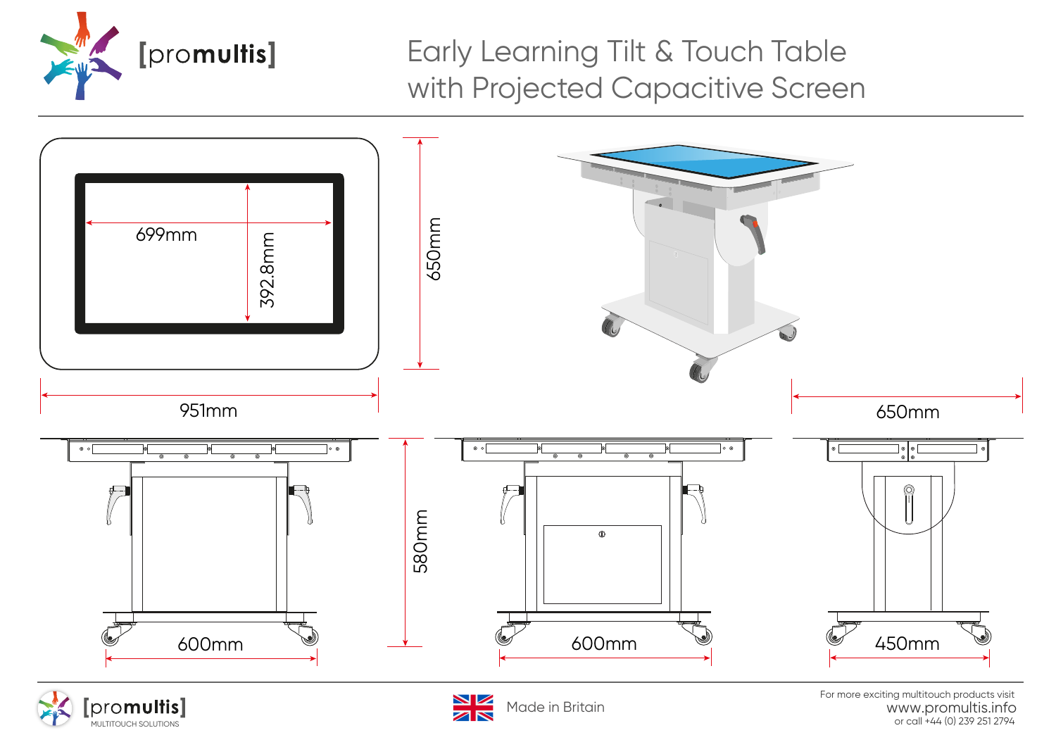[promultis]

# Early Learning Tilt & Touch Table with Projected Capacitive Screen

699mm

392.8mm

650mm

951mm

650mm

580mm

600mm

600mm

450mm

[promultis] MULTITOUCH SOLUTIONS

Made in Britain

For more exciting multitouch products visit
www.promultis.info
or call +44 (0) 239 251 2794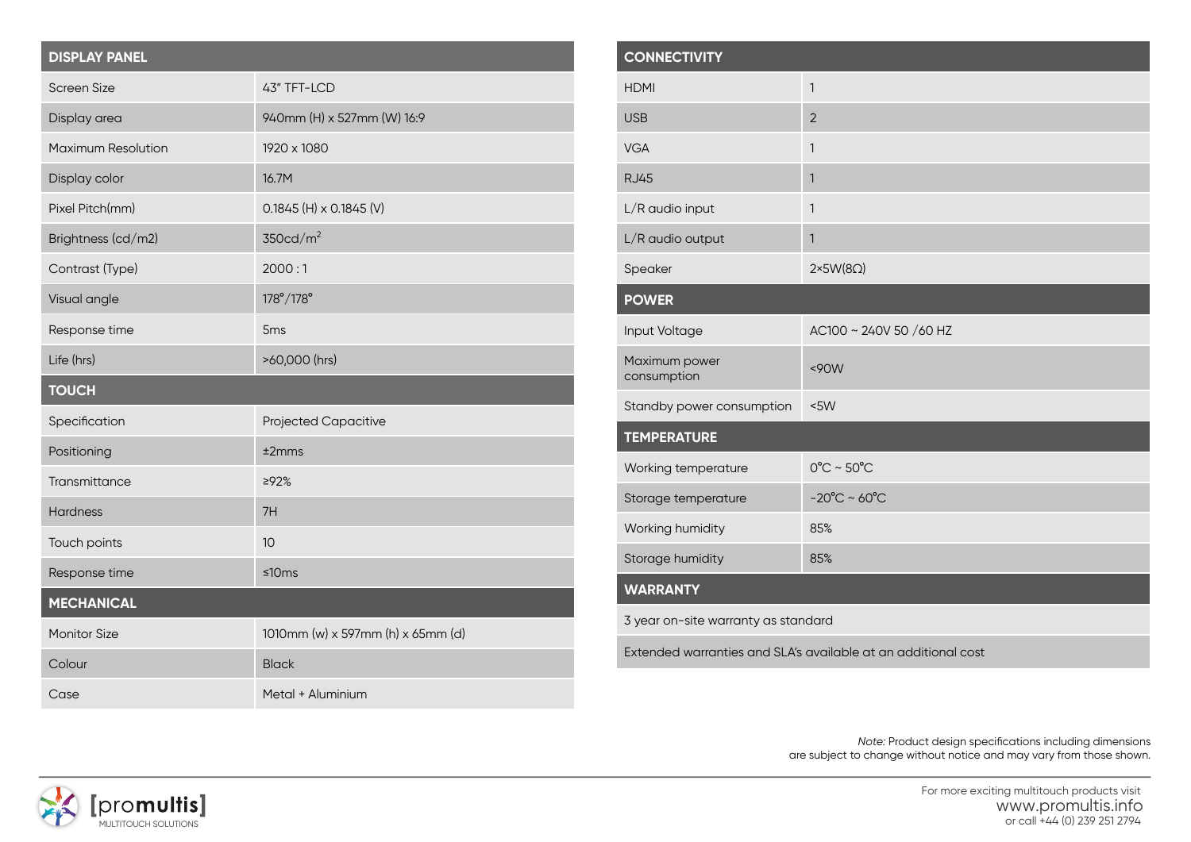## DISPLAY PANEL

| | |
|---|---|
| Screen Size | 43" TFT-LCD |
| Display area | 940mm (H) x 527mm (W) 16:9 |
| Maximum Resolution | 1920 x 1080 |
| Display color | 16.7M |
| Pixel Pitch(mm) | 0.1845 (H) x 0.1845 (V) |
| Brightness (cd/m2) | 350cd/m$^2$ |
| Contrast (Type) | 2000 : 1 |
| Visual angle | 178°/178° |
| Response time | 5ms |
| Life (hrs) | >60,000 (hrs) |

## TOUCH

| | |
|---|---|
| Specification | Projected Capacitive |
| Positioning | ±2mms |
| Transmittance | ≥92% |
| Hardness | 7H |
| Touch points | 10 |
| Response time | ≤10ms |

## MECHANICAL

| | |
|---|---|
| Monitor Size | 1010mm (w) x 597mm (h) x 65mm (d) |
| Colour | Black |
| Case | Metal + Aluminium |

## CONNECTIVITY

| | |
|---|---|
| HDMI | 1 |
| USB | 2 |
| VGA | 1 |
| RJ45 | 1 |
| L/R audio input | 1 |
| L/R audio output | 1 |
| Speaker | 2×5W(8Ω) |

## POWER

| | |
|---|---|
| Input Voltage | AC100 ~ 240V 50 /60 HZ |
| Maximum power consumption | <90W |
| Standby power consumption | <5W |

## TEMPERATURE

| | |
|---|---|
| Working temperature | 0°C ~ 50°C |
| Storage temperature | -20°C ~ 60°C |
| Working humidity | 85% |
| Storage humidity | 85% |

## WARRANTY

3 year on-site warranty as standard

Extended warranties and SLA's available at an additional cost

*Note:* Product design specifications including dimensions are subject to change without notice and may vary from those shown.

[promultis] MULTITOUCH SOLUTIONS

For more exciting multitouch products visit www.promultis.info or call +44 (0) 239 251 2794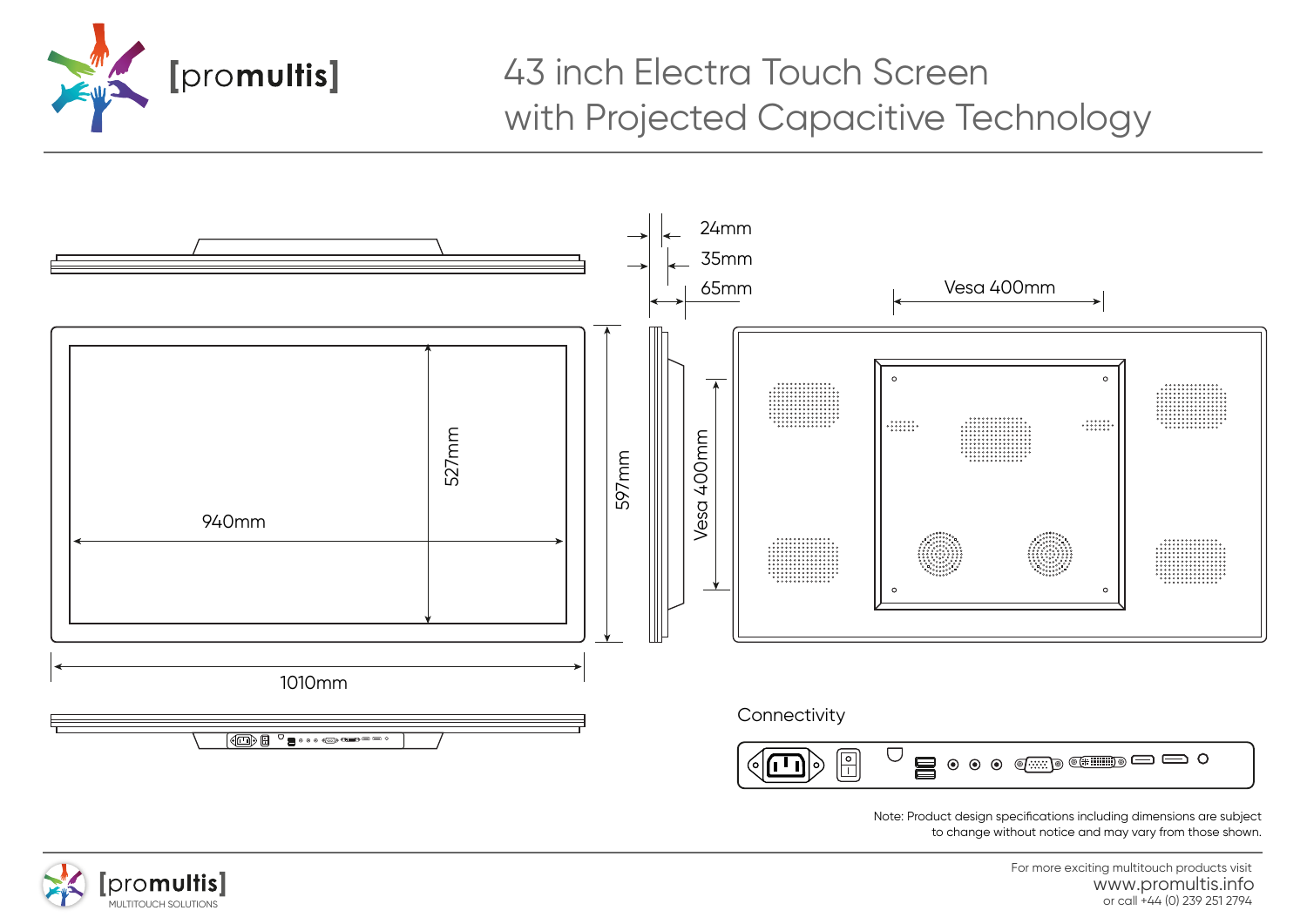# 43 inch Electra Touch Screen with Projected Capacitive Technology

24mm

35mm

65mm

Vesa 400mm

527mm

940mm

597mm

Vesa 400mm

1010mm

Connectivity

Note: Product design specifications including dimensions are subject to change without notice and may vary from those shown.

For more exciting multitouch products visit
www.promultis.info
or call +44 (0) 239 251 2794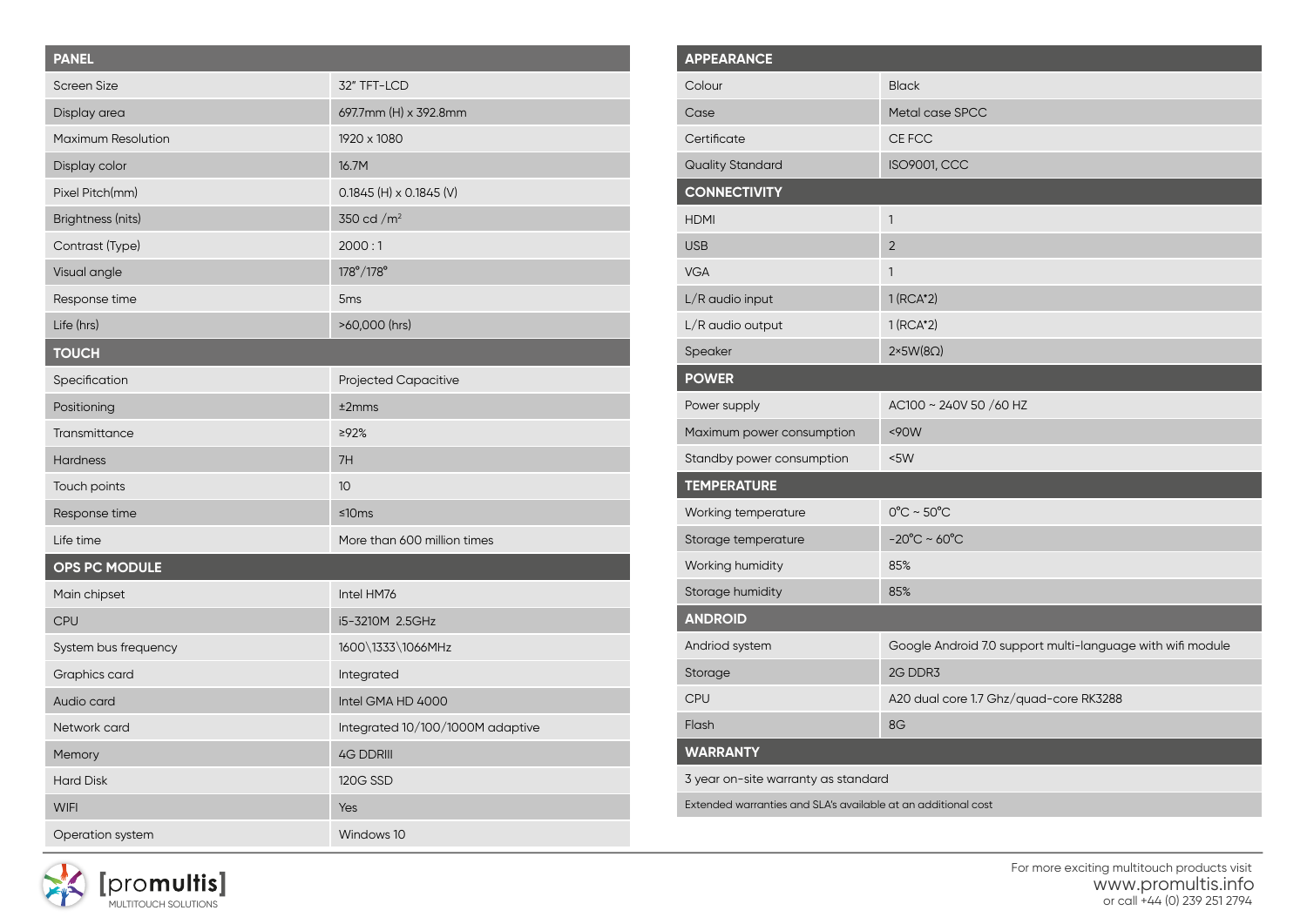| PANEL | |
|---|---|
| Screen Size | 32" TFT-LCD |
| Display area | 697.7mm (H) x 392.8mm |
| Maximum Resolution | 1920 x 1080 |
| Display color | 16.7M |
| Pixel Pitch(mm) | 0.1845 (H) x 0.1845 (V) |
| Brightness (nits) | 350 cd /m² |
| Contrast (Type) | 2000 : 1 |
| Visual angle | 178°/178° |
| Response time | 5ms |
| Life (hrs) | >60,000 (hrs) |
| **TOUCH** | |
| Specification | Projected Capacitive |
| Positioning | ±2mms |
| Transmittance | ≥92% |
| Hardness | 7H |
| Touch points | 10 |
| Response time | ≤10ms |
| Life time | More than 600 million times |
| **OPS PC MODULE** | |
| Main chipset | Intel HM76 |
| CPU | i5-3210M 2.5GHz |
| System bus frequency | 1600\1333\1066MHz |
| Graphics card | Integrated |
| Audio card | Intel GMA HD 4000 |
| Network card | Integrated 10/100/1000M adaptive |
| Memory | 4G DDRIII |
| Hard Disk | 120G SSD |
| WIFI | Yes |
| Operation system | Windows 10 |

| APPEARANCE | |
|---|---|
| Colour | Black |
| Case | Metal case SPCC |
| Certificate | CE FCC |
| Quality Standard | ISO9001, CCC |
| **CONNECTIVITY** | |
| HDMI | 1 |
| USB | 2 |
| VGA | 1 |
| L/R audio input | 1 (RCA*2) |
| L/R audio output | 1 (RCA*2) |
| Speaker | 2×5W(8Ω) |
| **POWER** | |
| Power supply | AC100 ~ 240V 50 /60 HZ |
| Maximum power consumption | <90W |
| Standby power consumption | <5W |
| **TEMPERATURE** | |
| Working temperature | 0°C ~ 50°C |
| Storage temperature | -20°C ~ 60°C |
| Working humidity | 85% |
| Storage humidity | 85% |
| **ANDROID** | |
| Andriod system | Google Android 7.0 support multi-language with wifi module |
| Storage | 2G DDR3 |
| CPU | A20 dual core 1.7 Ghz/quad-core RK3288 |
| Flash | 8G |
| **WARRANTY** | |
| 3 year on-site warranty as standard | |
| Extended warranties and SLA's available at an additional cost | |

[promultis] MULTITOUCH SOLUTIONS

For more exciting multitouch products visit
www.promultis.info
or call +44 (0) 239 251 2794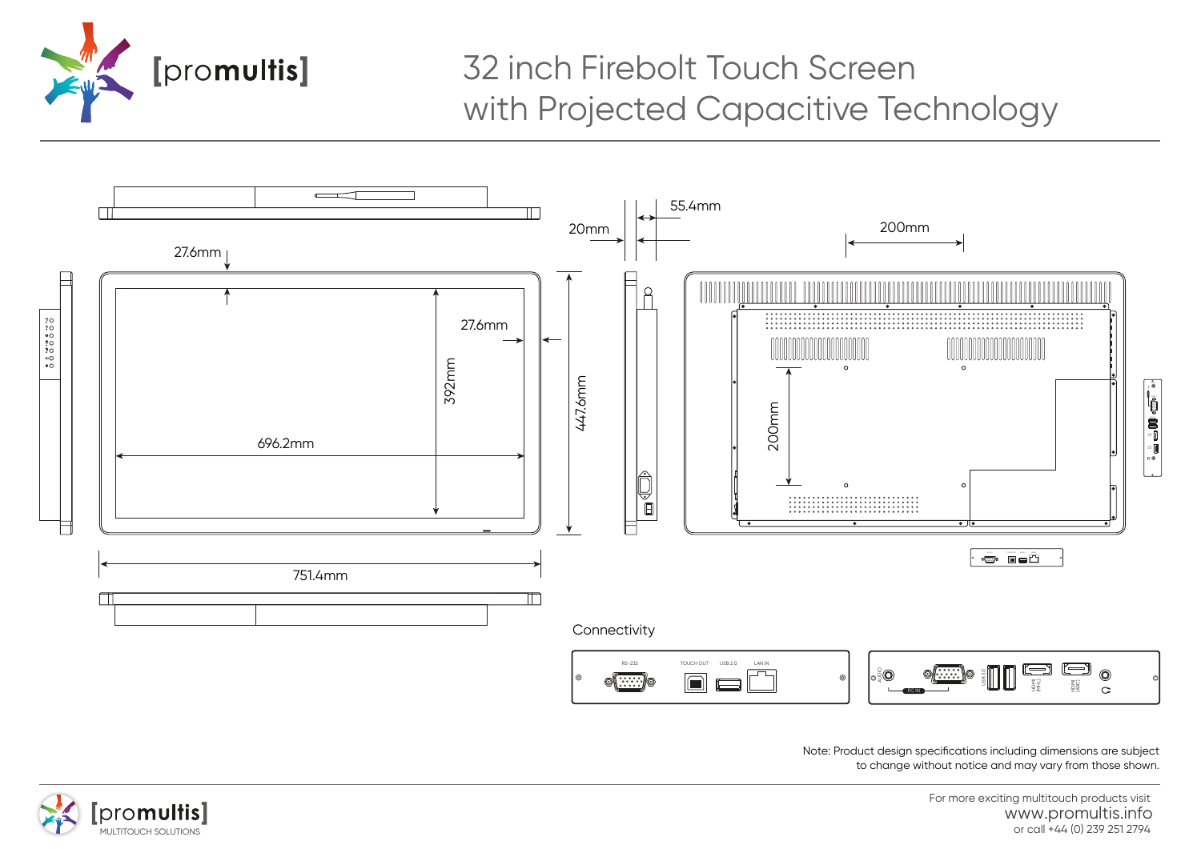# 32 inch Firebolt Touch Screen with Projected Capacitive Technology

27.6mm

27.6mm

392mm

696.2mm

447.6mm

751.4mm

20mm

55.4mm

200mm

200mm

Connectivity

RS-232 TOUCH OUT USB 2.0 LAN IN

AUDIO PC-IN USB 3.0 HDMI (TU) HDMI (ARC)

Note: Product design specifications including dimensions are subject to change without notice and may vary from those shown.

For more exciting multitouch products visit
www.promultis.info
or call +44 (0) 239 251 2794